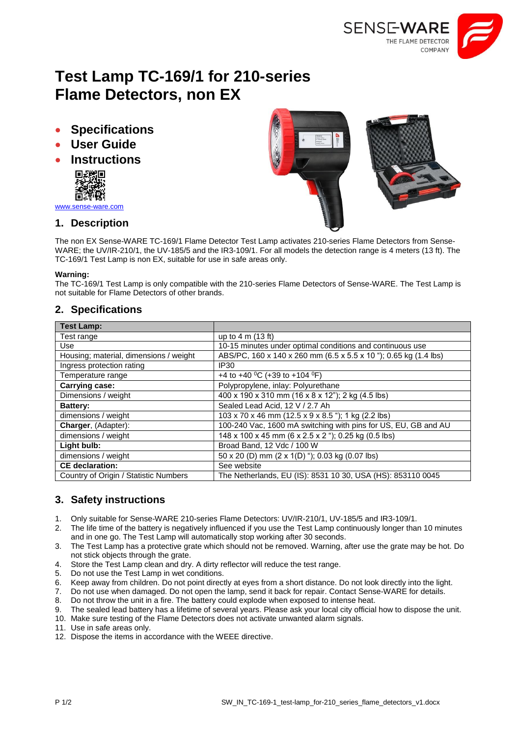# Test Lamp TC-169/1 for 210-series Flame Detectors, non EX

- **Specifications**
- **User Guide**
- **Instructions**

www.sense-ware.com

## 1. Description

The non EX Sense-WARE TC-169/1 Flame Detector Test Lamp activates 210-series Flame Detectors from Sense-WARE; the UV/IR-210/1, the UV-185/5 and the IR3-109/1. For all models the detection range is 4 meters (13 ft). The TC-169/1 Test Lamp is non EX, suitable for use in safe areas only.

**Warning:**
The TC-169/1 Test Lamp is only compatible with the 210-series Flame Detectors of Sense-WARE. The Test Lamp is not suitable for Flame Detectors of other brands.

## 2. Specifications

| **Test Lamp:** | |
|---|---|
| Test range | up to 4 m (13 ft) |
| Use | 10-15 minutes under optimal conditions and continuous use |
| Housing; material, dimensions / weight | ABS/PC, 160 x 140 x 260 mm (6.5 x 5.5 x 10 "); 0.65 kg (1.4 lbs) |
| Ingress protection rating | IP30 |
| Temperature range | +4 to +40 $^0$C (+39 to +104 $^0$F) |
| **Carrying case:** | Polypropylene, inlay: Polyurethane |
| Dimensions / weight | 400 x 190 x 310 mm (16 x 8 x 12"); 2 kg (4.5 lbs) |
| **Battery:** | Sealed Lead Acid, 12 V / 2.7 Ah |
| dimensions / weight | 103 x 70 x 46 mm (12.5 x 9 x 8.5 "); 1 kg (2.2 lbs) |
| **Charger**, (Adapter): | 100-240 Vac, 1600 mA switching with pins for US, EU, GB and AU |
| dimensions / weight | 148 x 100 x 45 mm (6 x 2.5 x 2 "); 0.25 kg (0.5 lbs) |
| **Light bulb:** | Broad Band, 12 Vdc / 100 W |
| dimensions / weight | 50 x 20 (D) mm (2 x 1(D) "); 0.03 kg (0.07 lbs) |
| **CE declaration:** | See website |
| Country of Origin / Statistic Numbers | The Netherlands, EU (IS): 8531 10 30, USA (HS): 853110 0045 |

## 3. Safety instructions

1. Only suitable for Sense-WARE 210-series Flame Detectors: UV/IR-210/1, UV-185/5 and IR3-109/1.
2. The life time of the battery is negatively influenced if you use the Test Lamp continuously longer than 10 minutes and in one go. The Test Lamp will automatically stop working after 30 seconds.
3. The Test Lamp has a protective grate which should not be removed. Warning, after use the grate may be hot. Do not stick objects through the grate.
4. Store the Test Lamp clean and dry. A dirty reflector will reduce the test range.
5. Do not use the Test Lamp in wet conditions.
6. Keep away from children. Do not point directly at eyes from a short distance. Do not look directly into the light.
7. Do not use when damaged. Do not open the lamp, send it back for repair. Contact Sense-WARE for details.
8. Do not throw the unit in a fire. The battery could explode when exposed to intense heat.
9. The sealed lead battery has a lifetime of several years. Please ask your local city official how to dispose the unit.
10. Make sure testing of the Flame Detectors does not activate unwanted alarm signals.
11. Use in safe areas only.
12. Dispose the items in accordance with the WEEE directive.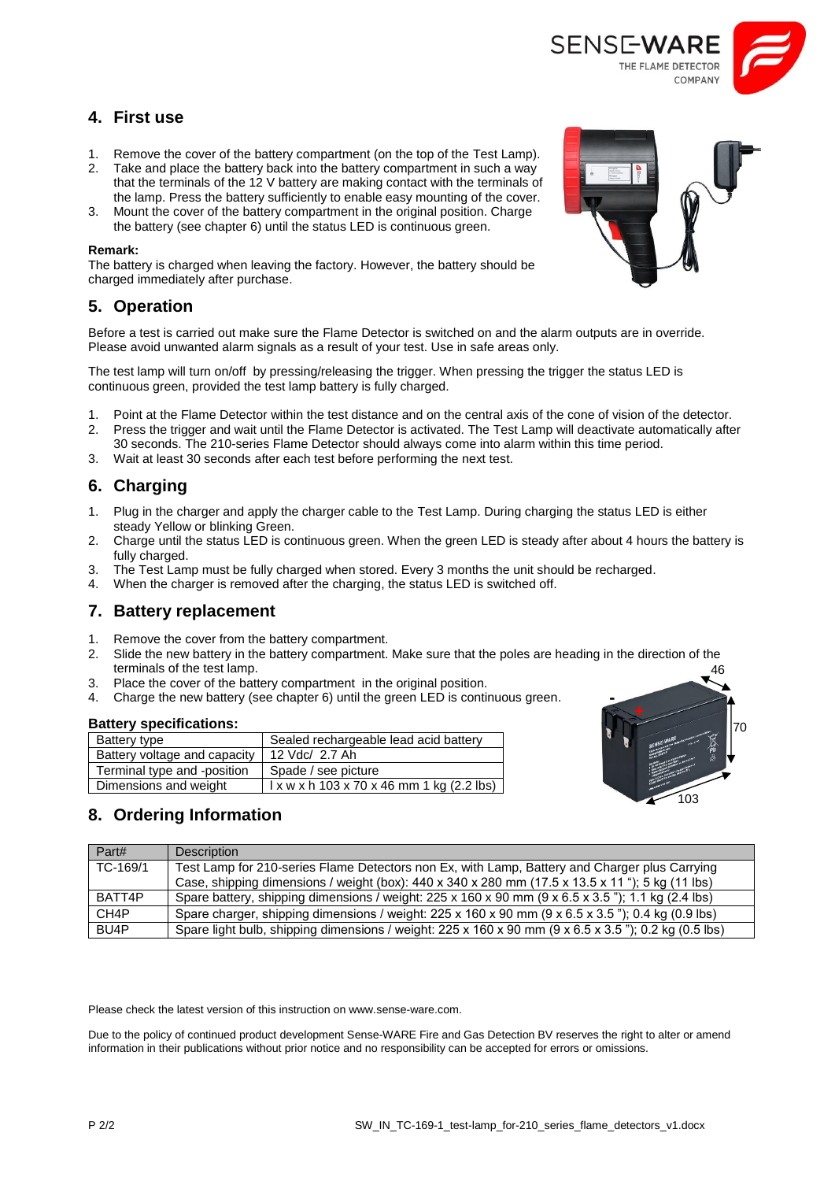## 4. First use

1. Remove the cover of the battery compartment (on the top of the Test Lamp).
2. Take and place the battery back into the battery compartment in such a way that the terminals of the 12 V battery are making contact with the terminals of the lamp. Press the battery sufficiently to enable easy mounting of the cover.
3. Mount the cover of the battery compartment in the original position. Charge the battery (see chapter 6) until the status LED is continuous green.

**Remark:**
The battery is charged when leaving the factory. However, the battery should be charged immediately after purchase.

## 5. Operation

Before a test is carried out make sure the Flame Detector is switched on and the alarm outputs are in override. Please avoid unwanted alarm signals as a result of your test. Use in safe areas only.

The test lamp will turn on/off by pressing/releasing the trigger. When pressing the trigger the status LED is continuous green, provided the test lamp battery is fully charged.

1. Point at the Flame Detector within the test distance and on the central axis of the cone of vision of the detector.
2. Press the trigger and wait until the Flame Detector is activated. The Test Lamp will deactivate automatically after 30 seconds. The 210-series Flame Detector should always come into alarm within this time period.
3. Wait at least 30 seconds after each test before performing the next test.

## 6. Charging

1. Plug in the charger and apply the charger cable to the Test Lamp. During charging the status LED is either steady Yellow or blinking Green.
2. Charge until the status LED is continuous green. When the green LED is steady after about 4 hours the battery is fully charged.
3. The Test Lamp must be fully charged when stored. Every 3 months the unit should be recharged.
4. When the charger is removed after the charging, the status LED is switched off.

## 7. Battery replacement

1. Remove the cover from the battery compartment.
2. Slide the new battery in the battery compartment. Make sure that the poles are heading in the direction of the terminals of the test lamp.
3. Place the cover of the battery compartment in the original position.
4. Charge the new battery (see chapter 6) until the green LED is continuous green.

46

70

103

**Battery specifications:**

| | |
|---|---|
| Battery type | Sealed rechargeable lead acid battery |
| Battery voltage and capacity | 12 Vdc/ 2.7 Ah |
| Terminal type and -position | Spade / see picture |
| Dimensions and weight | l x w x h 103 x 70 x 46 mm 1 kg (2.2 lbs) |

## 8. Ordering Information

| Part# | Description |
|---|---|
| TC-169/1 | Test Lamp for 210-series Flame Detectors non Ex, with Lamp, Battery and Charger plus Carrying Case, shipping dimensions / weight (box): 440 x 340 x 280 mm (17.5 x 13.5 x 11 "); 5 kg (11 lbs) |
| BATT4P | Spare battery, shipping dimensions / weight: 225 x 160 x 90 mm (9 x 6.5 x 3.5 "); 1.1 kg (2.4 lbs) |
| CH4P | Spare charger, shipping dimensions / weight: 225 x 160 x 90 mm (9 x 6.5 x 3.5 "); 0.4 kg (0.9 lbs) |
| BU4P | Spare light bulb, shipping dimensions / weight: 225 x 160 x 90 mm (9 x 6.5 x 3.5 "); 0.2 kg (0.5 lbs) |

Please check the latest version of this instruction on www.sense-ware.com.

Due to the policy of continued product development Sense-WARE Fire and Gas Detection BV reserves the right to alter or amend information in their publications without prior notice and no responsibility can be accepted for errors or omissions.